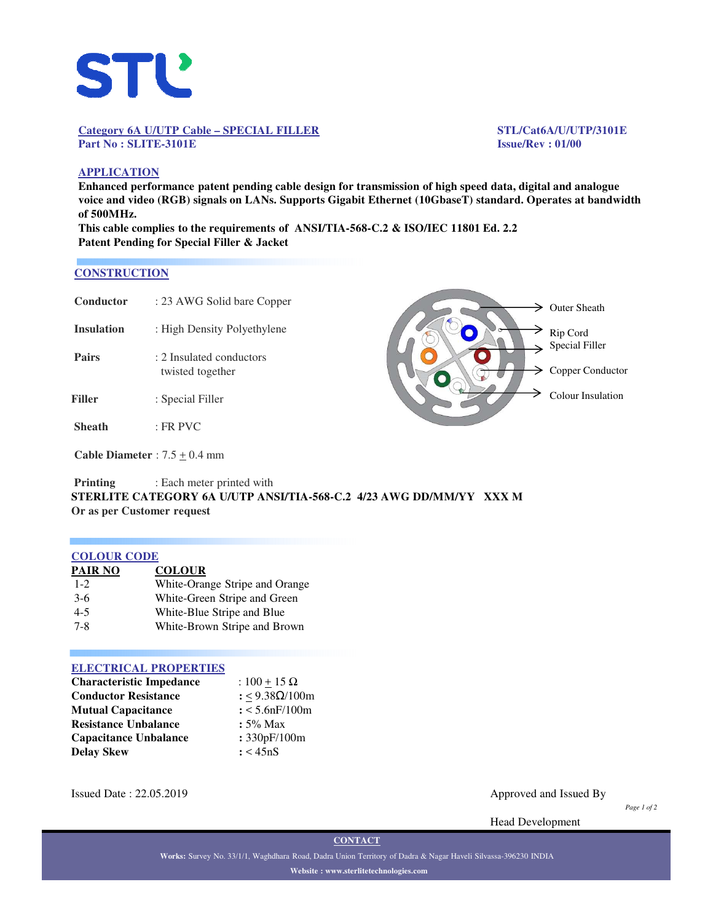STL

**Category 6A U/UTP Cable – SPECIAL FILLER**
**Part No : SLITE-3101E**

**STL/Cat6A/U/UTP/3101E**
**Issue/Rev : 01/00**

## APPLICATION

**Enhanced performance patent pending cable design for transmission of high speed data, digital and analogue voice and video (RGB) signals on LANs. Supports Gigabit Ethernet (10GbaseT) standard. Operates at bandwidth of 500MHz.**

**This cable complies to the requirements of ANSI/TIA-568-C.2 & ISO/IEC 11801 Ed. 2.2**

**Patent Pending for Special Filler & Jacket**

## CONSTRUCTION

**Conductor** : 23 AWG Solid bare Copper

**Insulation** : High Density Polyethylene

**Pairs** : 2 Insulated conductors twisted together

**Filler** : Special Filler

**Sheath** : FR PVC

**Cable Diameter** : 7.5 ± 0.4 mm

Outer Sheath
Rip Cord
Special Filler
Copper Conductor
Colour Insulation

**Printing** : Each meter printed with
**STERLITE CATEGORY 6A U/UTP ANSI/TIA-568-C.2 4/23 AWG DD/MM/YY XXX M**
**Or as per Customer request**

## COLOUR CODE

| PAIR NO | COLOUR |
|---|---|
| 1-2 | White-Orange Stripe and Orange |
| 3-6 | White-Green Stripe and Green |
| 4-5 | White-Blue Stripe and Blue |
| 7-8 | White-Brown Stripe and Brown |

## ELECTRICAL PROPERTIES

| | |
|---|---|
| **Characteristic Impedance** | : 100 ± 15 Ω |
| **Conductor Resistance** | : ≤ 9.38Ω/100m |
| **Mutual Capacitance** | : < 5.6nF/100m |
| **Resistance Unbalance** | : 5% Max |
| **Capacitance Unbalance** | : 330pF/100m |
| **Delay Skew** | : < 45nS |

Issued Date : 22.05.2019

Approved and Issued By

Head Development

**CONTACT**

**Works:** Survey No. 33/1/1, Waghdhara Road, Dadra Union Territory of Dadra & Nagar Haveli Silvassa-396230 INDIA

**Website : www.sterlitetechnologies.com**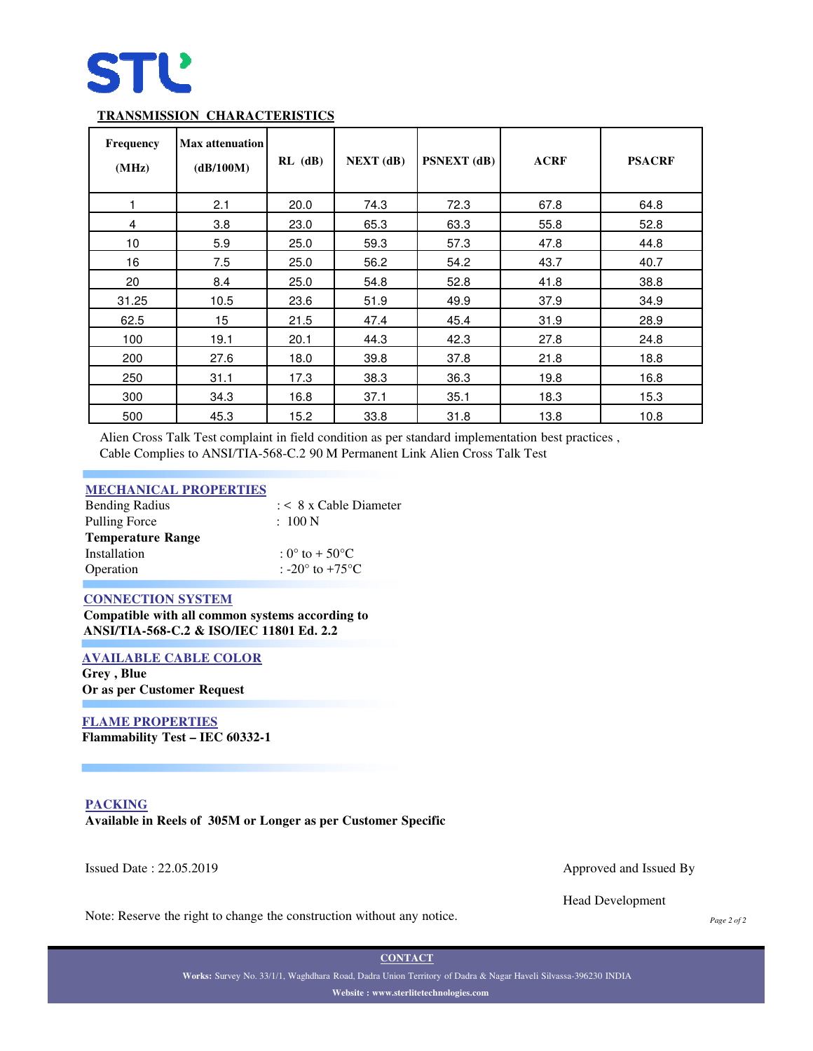STL

## TRANSMISSION CHARACTERISTICS

| Frequency (MHz) | Max attenuation (dB/100M) | RL (dB) | NEXT (dB) | PSNEXT (dB) | ACRF | PSACRF |
|---|---|---|---|---|---|---|
| 1 | 2.1 | 20.0 | 74.3 | 72.3 | 67.8 | 64.8 |
| 4 | 3.8 | 23.0 | 65.3 | 63.3 | 55.8 | 52.8 |
| 10 | 5.9 | 25.0 | 59.3 | 57.3 | 47.8 | 44.8 |
| 16 | 7.5 | 25.0 | 56.2 | 54.2 | 43.7 | 40.7 |
| 20 | 8.4 | 25.0 | 54.8 | 52.8 | 41.8 | 38.8 |
| 31.25 | 10.5 | 23.6 | 51.9 | 49.9 | 37.9 | 34.9 |
| 62.5 | 15 | 21.5 | 47.4 | 45.4 | 31.9 | 28.9 |
| 100 | 19.1 | 20.1 | 44.3 | 42.3 | 27.8 | 24.8 |
| 200 | 27.6 | 18.0 | 39.8 | 37.8 | 21.8 | 18.8 |
| 250 | 31.1 | 17.3 | 38.3 | 36.3 | 19.8 | 16.8 |
| 300 | 34.3 | 16.8 | 37.1 | 35.1 | 18.3 | 15.3 |
| 500 | 45.3 | 15.2 | 33.8 | 31.8 | 13.8 | 10.8 |

Alien Cross Talk Test complaint in field condition as per standard implementation best practices ,
Cable Complies to ANSI/TIA-568-C.2 90 M Permanent Link Alien Cross Talk Test

## MECHANICAL PROPERTIES

Bending Radius : < 8 x Cable Diameter
Pulling Force : 100 N
**Temperature Range**
Installation : 0° to + 50°C
Operation : -20° to +75°C

## CONNECTION SYSTEM

**Compatible with all common systems according to ANSI/TIA-568-C.2 & ISO/IEC 11801 Ed. 2.2**

## AVAILABLE CABLE COLOR

**Grey , Blue**
**Or as per Customer Request**

## FLAME PROPERTIES

**Flammability Test – IEC 60332-1**

## PACKING

**Available in Reels of 305M or Longer as per Customer Specific**

Issued Date : 22.05.2019

Approved and Issued By

Head Development

Note: Reserve the right to change the construction without any notice.

**CONTACT**

**Works:** Survey No. 33/1/1, Waghdhara Road, Dadra Union Territory of Dadra & Nagar Haveli Silvassa-396230 INDIA

**Website : www.sterlitetechnologies.com**